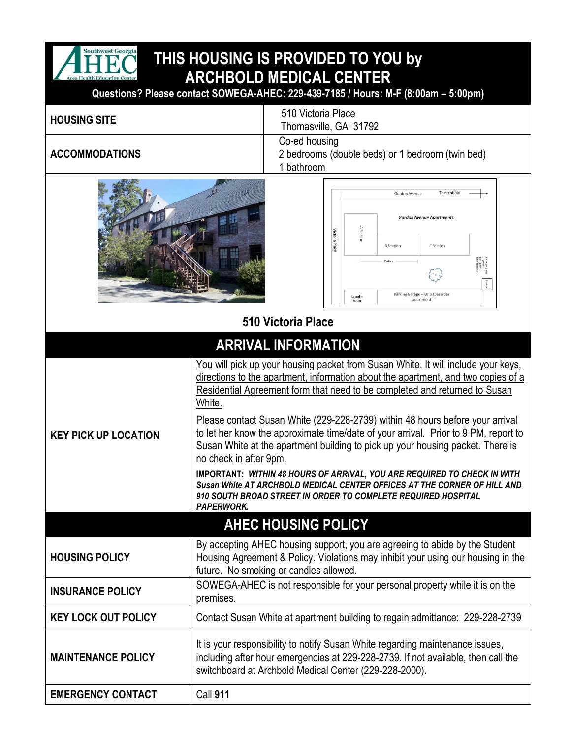# THIS HOUSING IS PROVIDED TO YOU by ARCHBOLD MEDICAL CENTER

**Questions? Please contact SOWEGA-AHEC: 229-439-7185 / Hours: M-F (8:00am – 5:00pm)**

| | |
|---|---|
| **HOUSING SITE** | 510 Victoria Place<br>Thomasville, GA 31792 |
| **ACCOMMODATIONS** | Co-ed housing<br>2 bedrooms (double beds) or 1 bedroom (twin bed)<br>1 bathroom |

Gordon Avenue
To Archbold
Gordon Avenue Apartments
Victoria Place
A Section
B Section
C Section
Parking
Tree
Laundry Room
Parking Garage – One space per apartment

**510 Victoria Place**

## ARRIVAL INFORMATION

| | |
|---|---|
| **KEY PICK UP LOCATION** | You will pick up your housing packet from Susan White. It will include your keys, directions to the apartment, information about the apartment, and two copies of a Residential Agreement form that need to be completed and returned to Susan White.<br><br>Please contact Susan White (229-228-2739) within 48 hours before your arrival to let her know the approximate time/date of your arrival. Prior to 9 PM, report to Susan White at the apartment building to pick up your housing packet. There is no check in after 9pm.<br><br>**IMPORTANT:** ***WITHIN 48 HOURS OF ARRIVAL, YOU ARE REQUIRED TO CHECK IN WITH Susan White AT ARCHBOLD MEDICAL CENTER OFFICES AT THE CORNER OF HILL AND 910 SOUTH BROAD STREET IN ORDER TO COMPLETE REQUIRED HOSPITAL PAPERWORK.*** |

## AHEC HOUSING POLICY

| | |
|---|---|
| **HOUSING POLICY** | By accepting AHEC housing support, you are agreeing to abide by the Student Housing Agreement & Policy. Violations may inhibit your using our housing in the future. No smoking or candles allowed. |
| **INSURANCE POLICY** | SOWEGA-AHEC is not responsible for your personal property while it is on the premises. |
| **KEY LOCK OUT POLICY** | Contact Susan White at apartment building to regain admittance: 229-228-2739 |
| **MAINTENANCE POLICY** | It is your responsibility to notify Susan White regarding maintenance issues, including after hour emergencies at 229-228-2739. If not available, then call the switchboard at Archbold Medical Center (229-228-2000). |
| **EMERGENCY CONTACT** | Call **911** |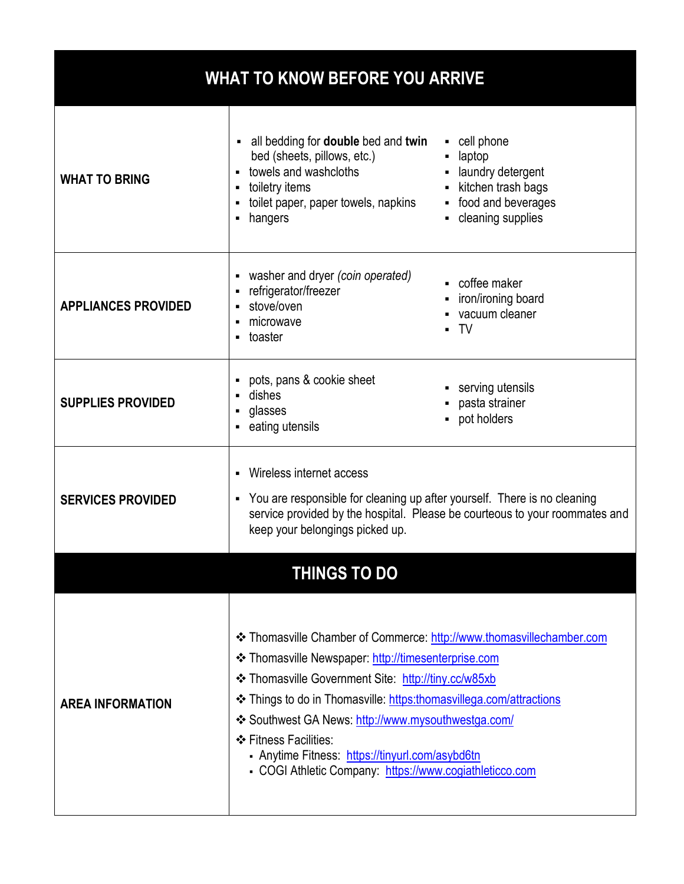## WHAT TO KNOW BEFORE YOU ARRIVE

| | |
|---|---|
| **WHAT TO BRING** | ▪ all bedding for **double** bed and **twin** bed (sheets, pillows, etc.)<br>▪ towels and washcloths<br>▪ toiletry items<br>▪ toilet paper, paper towels, napkins<br>▪ hangers<br>▪ cell phone<br>▪ laptop<br>▪ laundry detergent<br>▪ kitchen trash bags<br>▪ food and beverages<br>▪ cleaning supplies |
| **APPLIANCES PROVIDED** | ▪ washer and dryer *(coin operated)*<br>▪ refrigerator/freezer<br>▪ stove/oven<br>▪ microwave<br>▪ toaster<br>▪ coffee maker<br>▪ iron/ironing board<br>▪ vacuum cleaner<br>▪ TV |
| **SUPPLIES PROVIDED** | ▪ pots, pans & cookie sheet<br>▪ dishes<br>▪ glasses<br>▪ eating utensils<br>▪ serving utensils<br>▪ pasta strainer<br>▪ pot holders |
| **SERVICES PROVIDED** | ▪ Wireless internet access<br>▪ You are responsible for cleaning up after yourself. There is no cleaning service provided by the hospital. Please be courteous to your roommates and keep your belongings picked up. |

## THINGS TO DO

| | |
|---|---|
| **AREA INFORMATION** | ❖ Thomasville Chamber of Commerce: http://www.thomasvillechamber.com<br>❖ Thomasville Newspaper: http://timesenterprise.com<br>❖ Thomasville Government Site: http://tiny.cc/w85xb<br>❖ Things to do in Thomasville: https:thomasvillega.com/attractions<br>❖ Southwest GA News: http://www.mysouthwestga.com/<br>❖ Fitness Facilities:<br>▪ Anytime Fitness: https://tinyurl.com/asybd6tn<br>▪ COGI Athletic Company: https://www.cogiathleticco.com |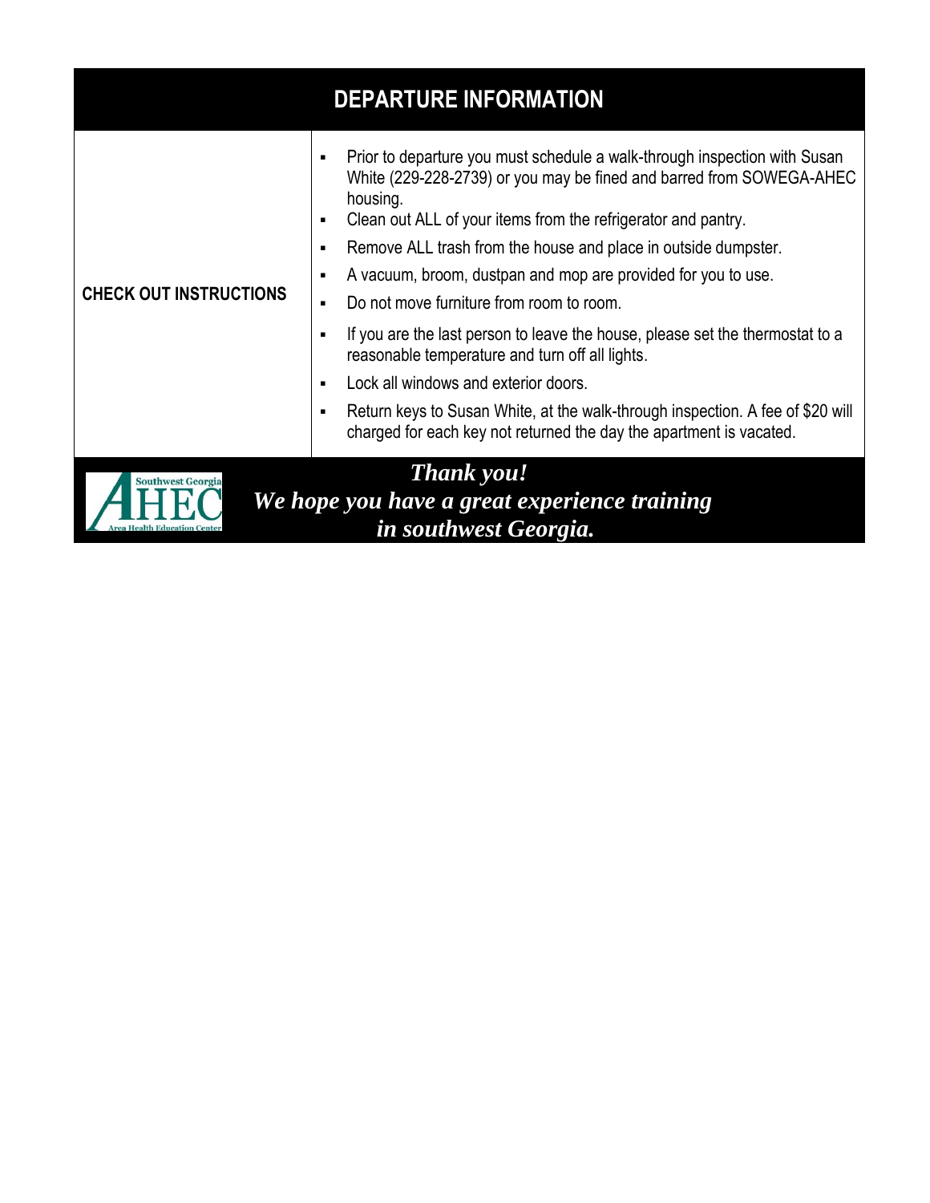## DEPARTURE INFORMATION

| | |
|---|---|
| **CHECK OUT INSTRUCTIONS** | ▪ Prior to departure you must schedule a walk-through inspection with Susan White (229-228-2739) or you may be fined and barred from SOWEGA-AHEC housing.<br>▪ Clean out ALL of your items from the refrigerator and pantry.<br>▪ Remove ALL trash from the house and place in outside dumpster.<br>▪ A vacuum, broom, dustpan and mop are provided for you to use.<br>▪ Do not move furniture from room to room.<br>▪ If you are the last person to leave the house, please set the thermostat to a reasonable temperature and turn off all lights.<br>▪ Lock all windows and exterior doors.<br>▪ Return keys to Susan White, at the walk-through inspection. A fee of $20 will charged for each key not returned the day the apartment is vacated. |

Southwest Georgia AHEC Area Health Education Center

***Thank you!***

***We hope you have a great experience training in southwest Georgia.***